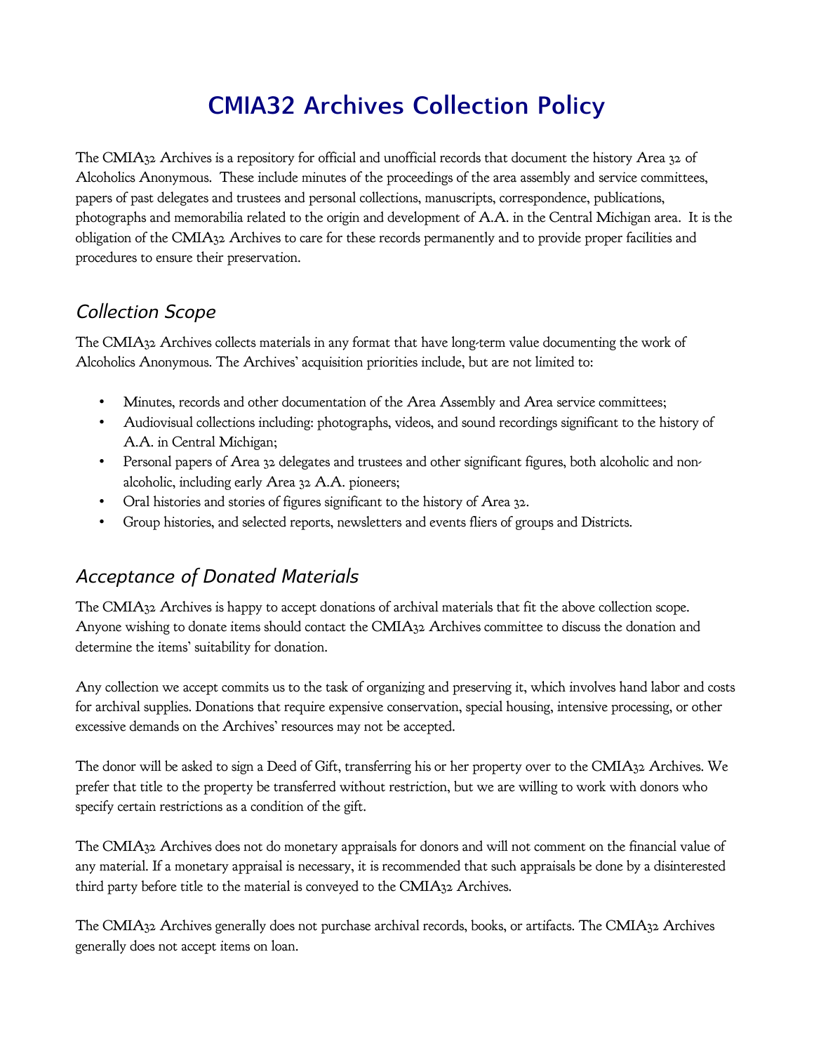# CMIA32 Archives Collection Policy

The CMIA32 Archives is a repository for official and unofficial records that document the history Area 32 of Alcoholics Anonymous. These include minutes of the proceedings of the area assembly and service committees, papers of past delegates and trustees and personal collections, manuscripts, correspondence, publications, photographs and memorabilia related to the origin and development of A.A. in the Central Michigan area. It is the obligation of the CMIA32 Archives to care for these records permanently and to provide proper facilities and procedures to ensure their preservation.

## *Collection Scope*

The CMIA32 Archives collects materials in any format that have long-term value documenting the work of Alcoholics Anonymous. The Archives' acquisition priorities include, but are not limited to:

- Minutes, records and other documentation of the Area Assembly and Area service committees;
- Audiovisual collections including: photographs, videos, and sound recordings significant to the history of A.A. in Central Michigan;
- Personal papers of Area 32 delegates and trustees and other significant figures, both alcoholic and non-alcoholic, including early Area 32 A.A. pioneers;
- Oral histories and stories of figures significant to the history of Area 32.
- Group histories, and selected reports, newsletters and events fliers of groups and Districts.

## *Acceptance of Donated Materials*

The CMIA32 Archives is happy to accept donations of archival materials that fit the above collection scope. Anyone wishing to donate items should contact the CMIA32 Archives committee to discuss the donation and determine the items' suitability for donation.

Any collection we accept commits us to the task of organizing and preserving it, which involves hand labor and costs for archival supplies. Donations that require expensive conservation, special housing, intensive processing, or other excessive demands on the Archives' resources may not be accepted.

The donor will be asked to sign a Deed of Gift, transferring his or her property over to the CMIA32 Archives. We prefer that title to the property be transferred without restriction, but we are willing to work with donors who specify certain restrictions as a condition of the gift.

The CMIA32 Archives does not do monetary appraisals for donors and will not comment on the financial value of any material. If a monetary appraisal is necessary, it is recommended that such appraisals be done by a disinterested third party before title to the material is conveyed to the CMIA32 Archives.

The CMIA32 Archives generally does not purchase archival records, books, or artifacts. The CMIA32 Archives generally does not accept items on loan.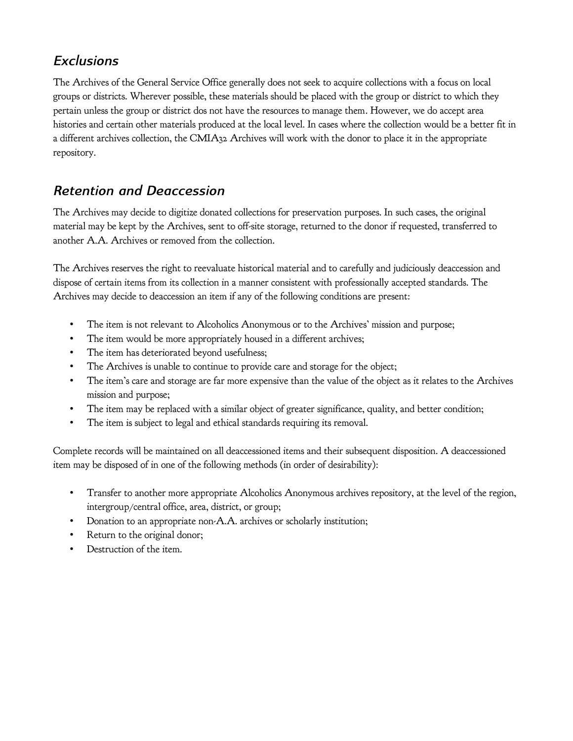## *Exclusions*

The Archives of the General Service Office generally does not seek to acquire collections with a focus on local groups or districts. Wherever possible, these materials should be placed with the group or district to which they pertain unless the group or district dos not have the resources to manage them. However, we do accept area histories and certain other materials produced at the local level. In cases where the collection would be a better fit in a different archives collection, the CMIA32 Archives will work with the donor to place it in the appropriate repository.

## *Retention and Deaccession*

The Archives may decide to digitize donated collections for preservation purposes. In such cases, the original material may be kept by the Archives, sent to off-site storage, returned to the donor if requested, transferred to another A.A. Archives or removed from the collection.

The Archives reserves the right to reevaluate historical material and to carefully and judiciously deaccession and dispose of certain items from its collection in a manner consistent with professionally accepted standards. The Archives may decide to deaccession an item if any of the following conditions are present:

- The item is not relevant to Alcoholics Anonymous or to the Archives' mission and purpose;
- The item would be more appropriately housed in a different archives;
- The item has deteriorated beyond usefulness;
- The Archives is unable to continue to provide care and storage for the object;
- The item's care and storage are far more expensive than the value of the object as it relates to the Archives mission and purpose;
- The item may be replaced with a similar object of greater significance, quality, and better condition;
- The item is subject to legal and ethical standards requiring its removal.

Complete records will be maintained on all deaccessioned items and their subsequent disposition. A deaccessioned item may be disposed of in one of the following methods (in order of desirability):

- Transfer to another more appropriate Alcoholics Anonymous archives repository, at the level of the region, intergroup/central office, area, district, or group;
- Donation to an appropriate non-A.A. archives or scholarly institution;
- Return to the original donor;
- Destruction of the item.